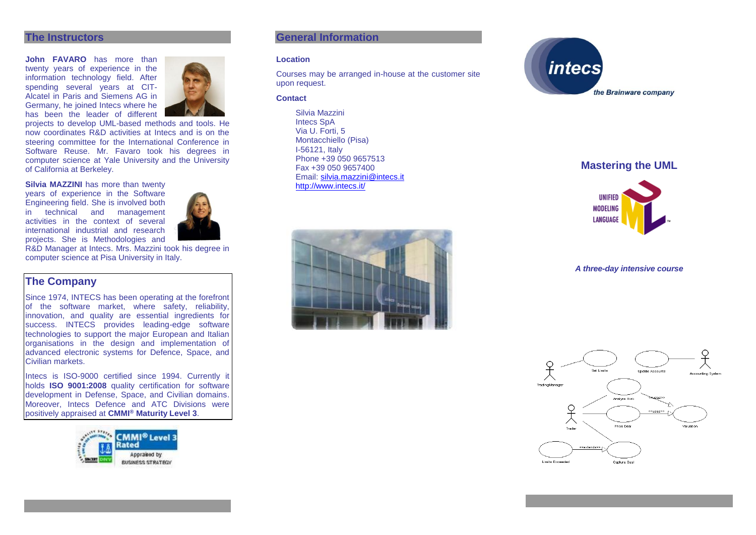## The Instructors

**John FAVARO** has more than twenty years of experience in the information technology field. After spending several years at CIT-Alcatel in Paris and Siemens AG in Germany, he joined Intecs where he has been the leader of different projects to develop UML-based methods and tools. He now coordinates R&D activities at Intecs and is on the steering committee for the International Conference in Software Reuse. Mr. Favaro took his degrees in computer science at Yale University and the University of California at Berkeley.

**Silvia MAZZINI** has more than twenty years of experience in the Software Engineering field. She is involved both in technical and management activities in the context of several international industrial and research projects. She is Methodologies and R&D Manager at Intecs. Mrs. Mazzini took his degree in computer science at Pisa University in Italy.

## The Company

Since 1974, INTECS has been operating at the forefront of the software market, where safety, reliability, innovation, and quality are essential ingredients for success. INTECS provides leading-edge software technologies to support the major European and Italian organisations in the design and implementation of advanced electronic systems for Defence, Space, and Civilian markets.

Intecs is ISO-9000 certified since 1994. Currently it holds **ISO 9001:2008** quality certification for software development in Defense, Space, and Civilian domains. Moreover, Intecs Defence and ATC Divisions were positively appraised at **CMMI® Maturity Level 3**.

CMMI® Level 3 Rated
Appraised by BUSINESS STRATEGY

## General Information

### Location

Courses may be arranged in-house at the customer site upon request.

### Contact

Silvia Mazzini
Intecs SpA
Via U. Forti, 5
Montacchiello (Pisa)
I-56121, Italy
Phone +39 050 9657513
Fax +39 050 9657400
Email: silvia.mazzini@intecs.it
http://www.intecs.it/

intecs
*the Brainware company*

# Mastering the UML

UNIFIED MODELING LANGUAGE

***A three-day intensive course***

Set Limits
Update Accounts
Accounting System
TradingManager
Analyze Risk
Trader
Price Deal
Valuation
Limits Exceeded
Capture Deal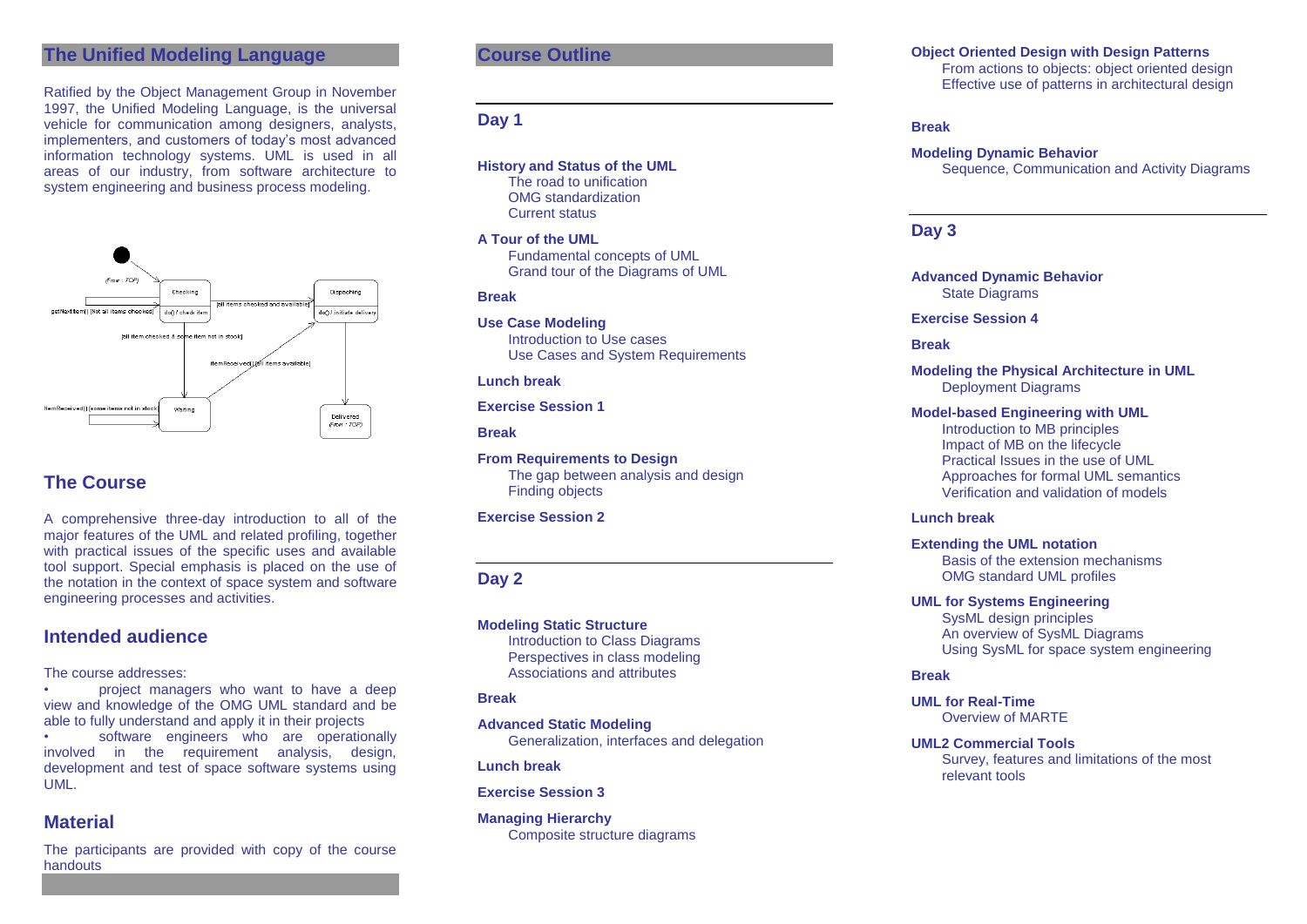## The Unified Modeling Language

Ratified by the Object Management Group in November 1997, the Unified Modeling Language, is the universal vehicle for communication among designers, analysts, implementers, and customers of today's most advanced information technology systems. UML is used in all areas of our industry, from software architecture to system engineering and business process modeling.

(Timer : TOP)
Checking
do() / check item
Dispatching
do() / initiate delivery
getNextItem() [Not all items checked]
[all items checked and available]
[all item checked & some item not in stock]
itemReceived() [all items available]
itemReceived() [some items not in stock]
Waiting
Delivered
(Timer : TOP)

## The Course

A comprehensive three-day introduction to all of the major features of the UML and related profiling, together with practical issues of the specific uses and available tool support. Special emphasis is placed on the use of the notation in the context of space system and software engineering processes and activities.

## Intended audience

The course addresses:

- project managers who want to have a deep view and knowledge of the OMG UML standard and be able to fully understand and apply it in their projects
- software engineers who are operationally involved in the requirement analysis, design, development and test of space software systems using UML.

## Material

The participants are provided with copy of the course handouts

## Course Outline

### Day 1

**History and Status of the UML**
The road to unification
OMG standardization
Current status

**A Tour of the UML**
Fundamental concepts of UML
Grand tour of the Diagrams of UML

**Break**

**Use Case Modeling**
Introduction to Use cases
Use Cases and System Requirements

**Lunch break**

**Exercise Session 1**

**Break**

**From Requirements to Design**
The gap between analysis and design
Finding objects

**Exercise Session 2**

### Day 2

**Modeling Static Structure**
Introduction to Class Diagrams
Perspectives in class modeling
Associations and attributes

**Break**

**Advanced Static Modeling**
Generalization, interfaces and delegation

**Lunch break**

**Exercise Session 3**

**Managing Hierarchy**
Composite structure diagrams

**Object Oriented Design with Design Patterns**
From actions to objects: object oriented design
Effective use of patterns in architectural design

**Break**

**Modeling Dynamic Behavior**
Sequence, Communication and Activity Diagrams

### Day 3

**Advanced Dynamic Behavior**
State Diagrams

**Exercise Session 4**

**Break**

**Modeling the Physical Architecture in UML**
Deployment Diagrams

**Model-based Engineering with UML**
Introduction to MB principles
Impact of MB on the lifecycle
Practical Issues in the use of UML
Approaches for formal UML semantics
Verification and validation of models

**Lunch break**

**Extending the UML notation**
Basis of the extension mechanisms
OMG standard UML profiles

**UML for Systems Engineering**
SysML design principles
An overview of SysML Diagrams
Using SysML for space system engineering

**Break**

**UML for Real-Time**
Overview of MARTE

**UML2 Commercial Tools**
Survey, features and limitations of the most relevant tools